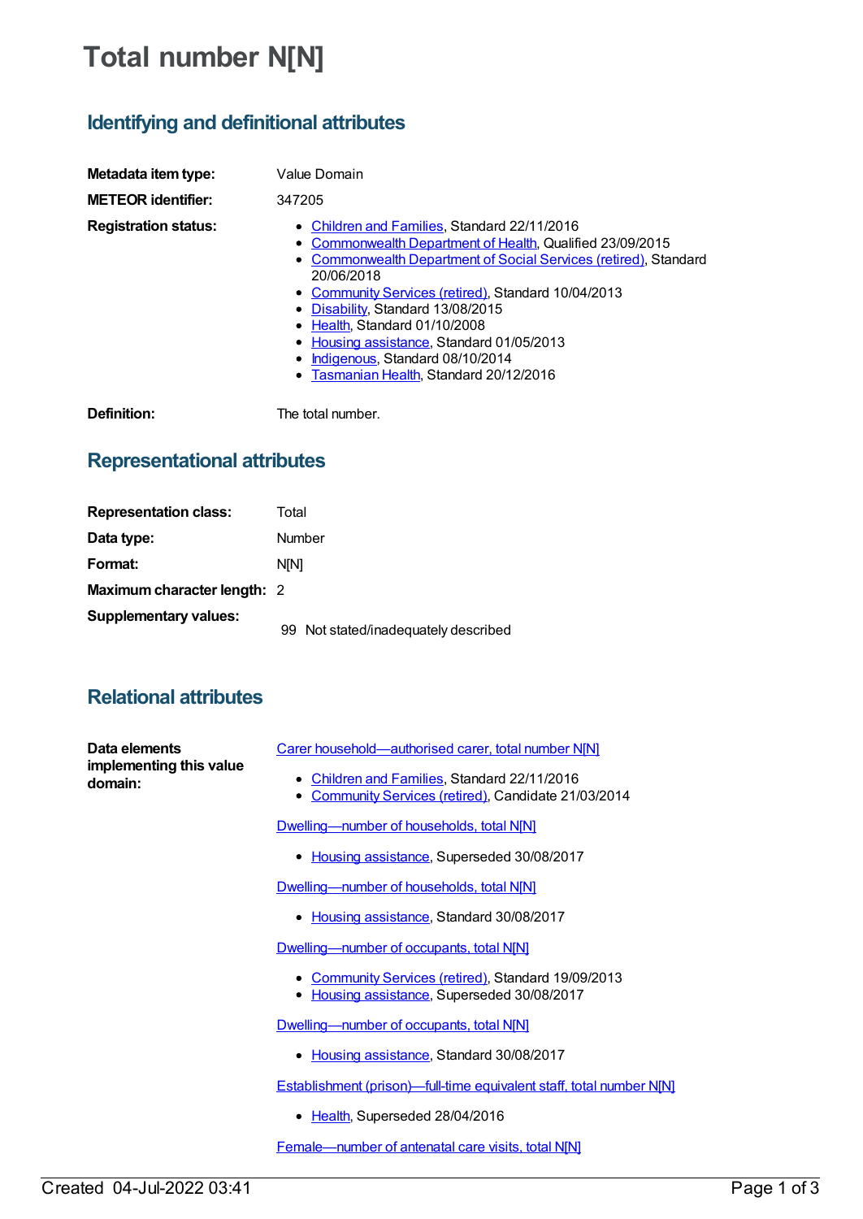# Total number N[N]

## Identifying and definitional attributes

**Metadata item type:** Value Domain

**METEOR identifier:** 347205

**Registration status:**

- Children and Families, Standard 22/11/2016
- Commonwealth Department of Health, Qualified 23/09/2015
- Commonwealth Department of Social Services (retired), Standard 20/06/2018
- Community Services (retired), Standard 10/04/2013
- Disability, Standard 13/08/2015
- Health, Standard 01/10/2008
- Housing assistance, Standard 01/05/2013
- Indigenous, Standard 08/10/2014
- Tasmanian Health, Standard 20/12/2016

**Definition:** The total number.

## Representational attributes

**Representation class:** Total

**Data type:** Number

**Format:** N[N]

**Maximum character length:** 2

**Supplementary values:**

99 Not stated/inadequately described

## Relational attributes

**Data elements implementing this value domain:**

Carer household—authorised carer, total number N[N]

- Children and Families, Standard 22/11/2016
- Community Services (retired), Candidate 21/03/2014

Dwelling—number of households, total N[N]

- Housing assistance, Superseded 30/08/2017

Dwelling—number of households, total N[N]

- Housing assistance, Standard 30/08/2017

Dwelling—number of occupants, total N[N]

- Community Services (retired), Standard 19/09/2013
- Housing assistance, Superseded 30/08/2017

Dwelling—number of occupants, total N[N]

- Housing assistance, Standard 30/08/2017

Establishment (prison)—full-time equivalent staff, total number N[N]

- Health, Superseded 28/04/2016

Female—number of antenatal care visits, total N[N]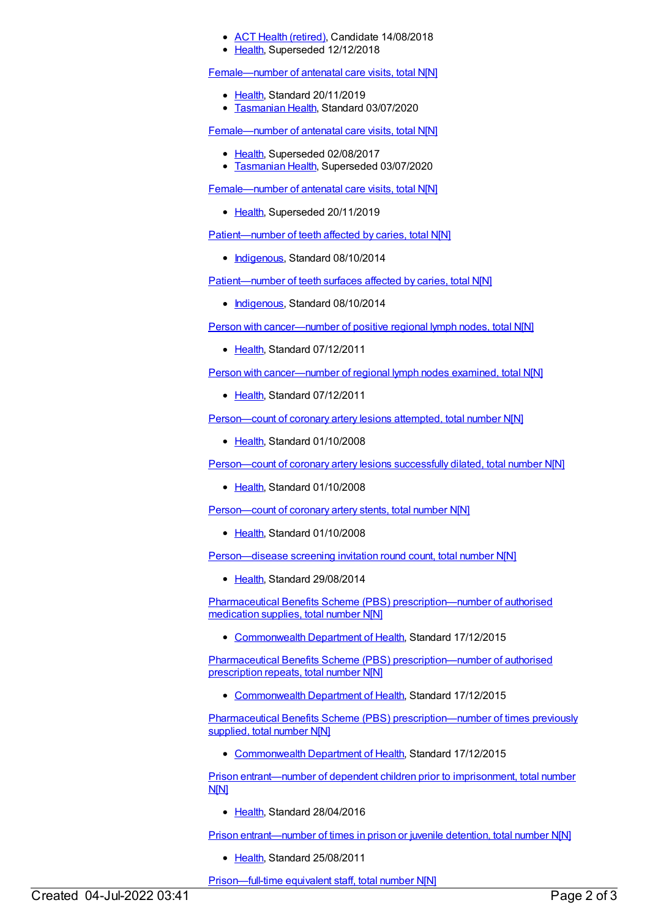- ACT Health (retired), Candidate 14/08/2018
- Health, Superseded 12/12/2018

Female—number of antenatal care visits, total N[N]

- Health, Standard 20/11/2019
- Tasmanian Health, Standard 03/07/2020

Female—number of antenatal care visits, total N[N]

- Health, Superseded 02/08/2017
- Tasmanian Health, Superseded 03/07/2020

Female—number of antenatal care visits, total N[N]

- Health, Superseded 20/11/2019

Patient—number of teeth affected by caries, total N[N]

- Indigenous, Standard 08/10/2014

Patient—number of teeth surfaces affected by caries, total N[N]

- Indigenous, Standard 08/10/2014

Person with cancer—number of positive regional lymph nodes, total N[N]

- Health, Standard 07/12/2011

Person with cancer—number of regional lymph nodes examined, total N[N]

- Health, Standard 07/12/2011

Person—count of coronary artery lesions attempted, total number N[N]

- Health, Standard 01/10/2008

Person—count of coronary artery lesions successfully dilated, total number N[N]

- Health, Standard 01/10/2008

Person—count of coronary artery stents, total number N[N]

- Health, Standard 01/10/2008

Person—disease screening invitation round count, total number N[N]

- Health, Standard 29/08/2014

Pharmaceutical Benefits Scheme (PBS) prescription—number of authorised medication supplies, total number N[N]

- Commonwealth Department of Health, Standard 17/12/2015

Pharmaceutical Benefits Scheme (PBS) prescription—number of authorised prescription repeats, total number N[N]

- Commonwealth Department of Health, Standard 17/12/2015

Pharmaceutical Benefits Scheme (PBS) prescription—number of times previously supplied, total number N[N]

- Commonwealth Department of Health, Standard 17/12/2015

Prison entrant—number of dependent children prior to imprisonment, total number N[N]

- Health, Standard 28/04/2016

Prison entrant—number of times in prison or juvenile detention, total number N[N]

- Health, Standard 25/08/2011

Prison—full-time equivalent staff, total number N[N]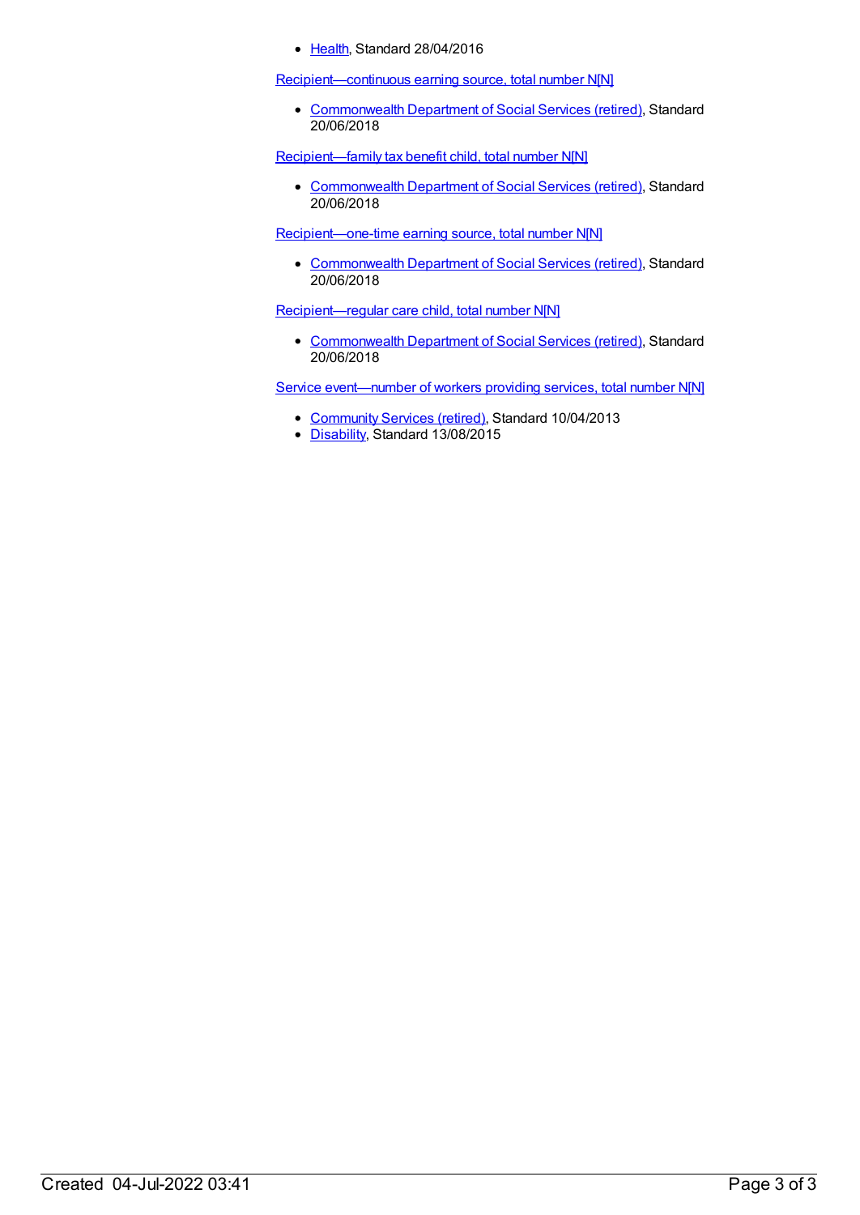- Health, Standard 28/04/2016

Recipient—continuous earning source, total number N[N]

- Commonwealth Department of Social Services (retired), Standard 20/06/2018

Recipient—family tax benefit child, total number N[N]

- Commonwealth Department of Social Services (retired), Standard 20/06/2018

Recipient—one-time earning source, total number N[N]

- Commonwealth Department of Social Services (retired), Standard 20/06/2018

Recipient—regular care child, total number N[N]

- Commonwealth Department of Social Services (retired), Standard 20/06/2018

Service event—number of workers providing services, total number N[N]

- Community Services (retired), Standard 10/04/2013
- Disability, Standard 13/08/2015